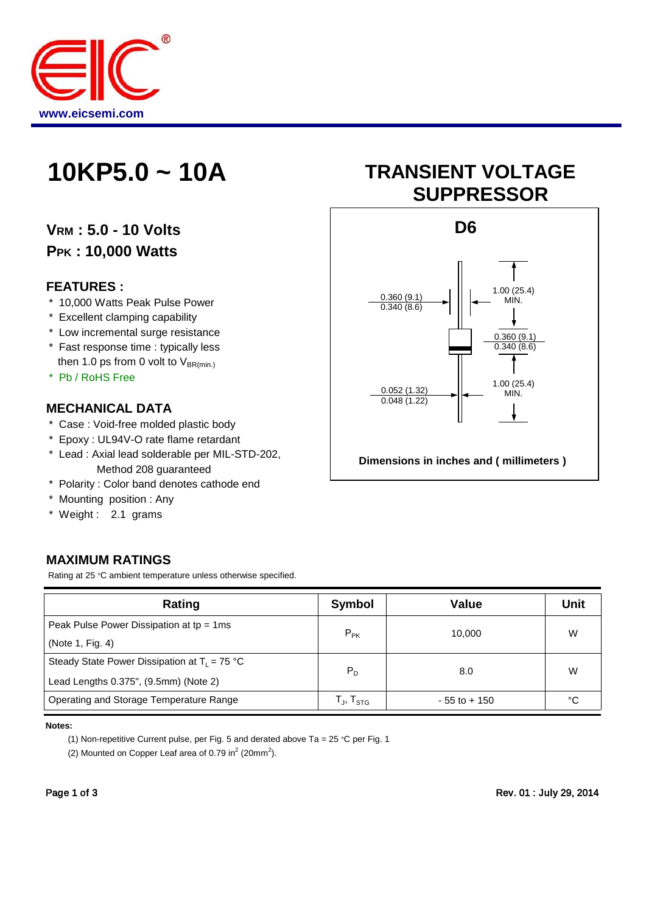www.eicsemi.com

# 10KP5.0 ~ 10A

# TRANSIENT VOLTAGE SUPPRESSOR

**$V_{RM}$ : 5.0 - 10 Volts**

**$P_{PK}$ : 10,000 Watts**

## FEATURES :

* 10,000 Watts Peak Pulse Power
* Excellent clamping capability
* Low incremental surge resistance
* Fast response time : typically less then 1.0 ps from 0 volt to $V_{BR(min.)}$
* Pb / RoHS Free

## MECHANICAL DATA

* Case : Void-free molded plastic body
* Epoxy : UL94V-O rate flame retardant
* Lead : Axial lead solderable per MIL-STD-202, Method 208 guaranteed
* Polarity : Color band denotes cathode end
* Mounting position : Any
* Weight : 2.1 grams

**D6**

0.360 (9.1)
0.340 (8.6)

1.00 (25.4) MIN.

0.360 (9.1)
0.340 (8.6)

0.052 (1.32)
0.048 (1.22)

1.00 (25.4) MIN.

**Dimensions in inches and ( millimeters )**

## MAXIMUM RATINGS

Rating at 25 °C ambient temperature unless otherwise specified.

| Rating | Symbol | Value | Unit |
|---|---|---|---|
| Peak Pulse Power Dissipation at tp = 1ms (Note 1, Fig. 4) | $P_{PK}$ | 10,000 | W |
| Steady State Power Dissipation at $T_L$ = 75 °C Lead Lengths 0.375", (9.5mm) (Note 2) | $P_D$ | 8.0 | W |
| Operating and Storage Temperature Range | $T_J$, $T_{STG}$ | - 55 to + 150 | °C |

**Notes:**

(1) Non-repetitive Current pulse, per Fig. 5 and derated above Ta = 25 °C per Fig. 1

(2) Mounted on Copper Leaf area of 0.79 $in^2$ (20$mm^2$).

Rev. 01 : July 29, 2014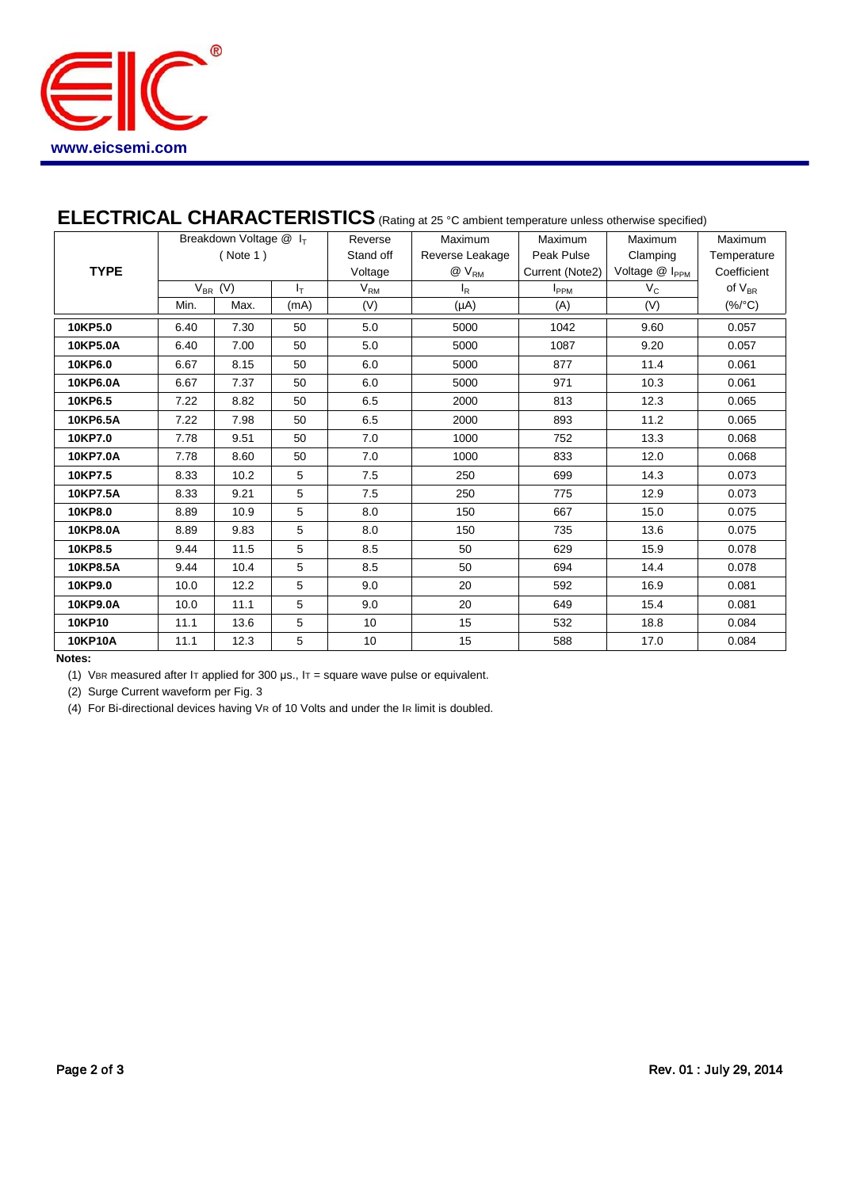## ELECTRICAL CHARACTERISTICS (Rating at 25 °C ambient temperature unless otherwise specified)

| TYPE | Breakdown Voltage @ $I_T$ (Note 1) | | | Reverse Stand off Voltage | Maximum Reverse Leakage @ $V_{RM}$ | Maximum Peak Pulse Current (Note2) | Maximum Clamping Voltage @ $I_{PPM}$ | Maximum Temperature Coefficient |
|---|---|---|---|---|---|---|---|---|
| | $V_{BR}$ (V) | | $I_T$ | $V_{RM}$ | $I_R$ | $I_{PPM}$ | $V_C$ | of $V_{BR}$ |
| | Min. | Max. | (mA) | (V) | (µA) | (A) | (V) | (%/°C) |
| **10KP5.0** | 6.40 | 7.30 | 50 | 5.0 | 5000 | 1042 | 9.60 | 0.057 |
| **10KP5.0A** | 6.40 | 7.00 | 50 | 5.0 | 5000 | 1087 | 9.20 | 0.057 |
| **10KP6.0** | 6.67 | 8.15 | 50 | 6.0 | 5000 | 877 | 11.4 | 0.061 |
| **10KP6.0A** | 6.67 | 7.37 | 50 | 6.0 | 5000 | 971 | 10.3 | 0.061 |
| **10KP6.5** | 7.22 | 8.82 | 50 | 6.5 | 2000 | 813 | 12.3 | 0.065 |
| **10KP6.5A** | 7.22 | 7.98 | 50 | 6.5 | 2000 | 893 | 11.2 | 0.065 |
| **10KP7.0** | 7.78 | 9.51 | 50 | 7.0 | 1000 | 752 | 13.3 | 0.068 |
| **10KP7.0A** | 7.78 | 8.60 | 50 | 7.0 | 1000 | 833 | 12.0 | 0.068 |
| **10KP7.5** | 8.33 | 10.2 | 5 | 7.5 | 250 | 699 | 14.3 | 0.073 |
| **10KP7.5A** | 8.33 | 9.21 | 5 | 7.5 | 250 | 775 | 12.9 | 0.073 |
| **10KP8.0** | 8.89 | 10.9 | 5 | 8.0 | 150 | 667 | 15.0 | 0.075 |
| **10KP8.0A** | 8.89 | 9.83 | 5 | 8.0 | 150 | 735 | 13.6 | 0.075 |
| **10KP8.5** | 9.44 | 11.5 | 5 | 8.5 | 50 | 629 | 15.9 | 0.078 |
| **10KP8.5A** | 9.44 | 10.4 | 5 | 8.5 | 50 | 694 | 14.4 | 0.078 |
| **10KP9.0** | 10.0 | 12.2 | 5 | 9.0 | 20 | 592 | 16.9 | 0.081 |
| **10KP9.0A** | 10.0 | 11.1 | 5 | 9.0 | 20 | 649 | 15.4 | 0.081 |
| **10KP10** | 11.1 | 13.6 | 5 | 10 | 15 | 532 | 18.8 | 0.084 |
| **10KP10A** | 11.1 | 12.3 | 5 | 10 | 15 | 588 | 17.0 | 0.084 |

**Notes:**

(1) $V_{BR}$ measured after $I_T$ applied for 300 µs., $I_T$ = square wave pulse or equivalent.

(2) Surge Current waveform per Fig. 3

(4) For Bi-directional devices having $V_R$ of 10 Volts and under the $I_R$ limit is doubled.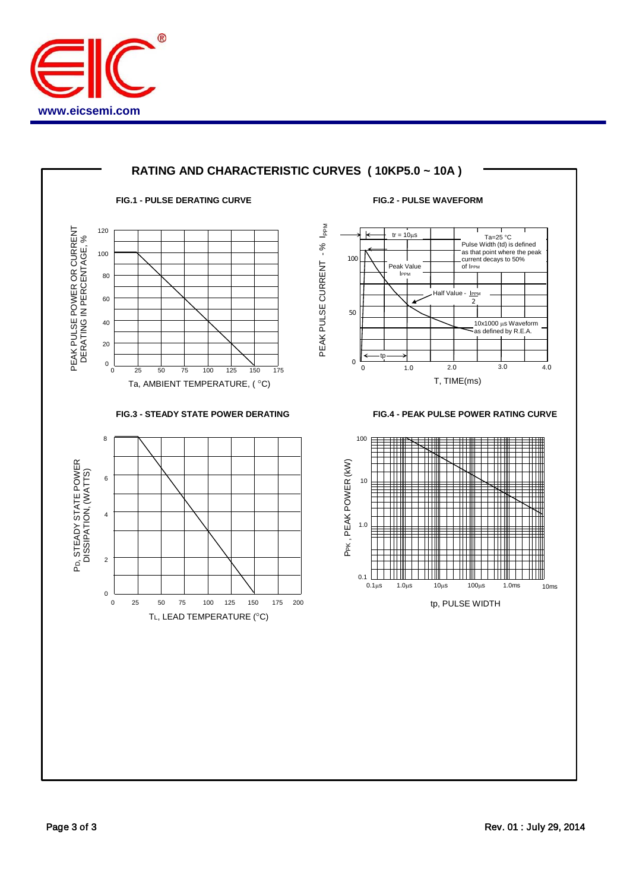## RATING AND CHARACTERISTIC CURVES ( 10KP5.0 ~ 10A )

### FIG.1 - PULSE DERATING CURVE

PEAK PULSE POWER OR CURRENT DERATING IN PERCENTAGE, %

120
100
80
60
40
20
0

0 25 50 75 100 125 150 175

Ta, AMBIENT TEMPERATURE, ( °C)

### FIG.2 - PULSE WAVEFORM

PEAK PULSE CURRENT - % $I_{PPM}$

tr = 10μs

Ta=25 °C
Pulse Width (td) is defined as that point where the peak current decays to 50% of $I_{PPM}$

Peak Value $I_{PPM}$

Half Value - $\frac{I_{PPM}}{2}$

10x1000 μs Waveform as defined by R.E.A.

tp

100
50
0

0 1.0 2.0 3.0 4.0

T, TIME(ms)

### FIG.3 - STEADY STATE POWER DERATING

$P_D$, STEADY STATE POWER DISSIPATION, (WATTS)

8
6
4
2
0

0 25 50 75 100 125 150 175 200

$T_L$, LEAD TEMPERATURE (°C)

### FIG.4 - PEAK PULSE POWER RATING CURVE

$P_{PK}$ , PEAK POWER (kW)

100
10
1.0
0.1

0.1μs 1.0μs 10μs 100μs 1.0ms 10ms

tp, PULSE WIDTH